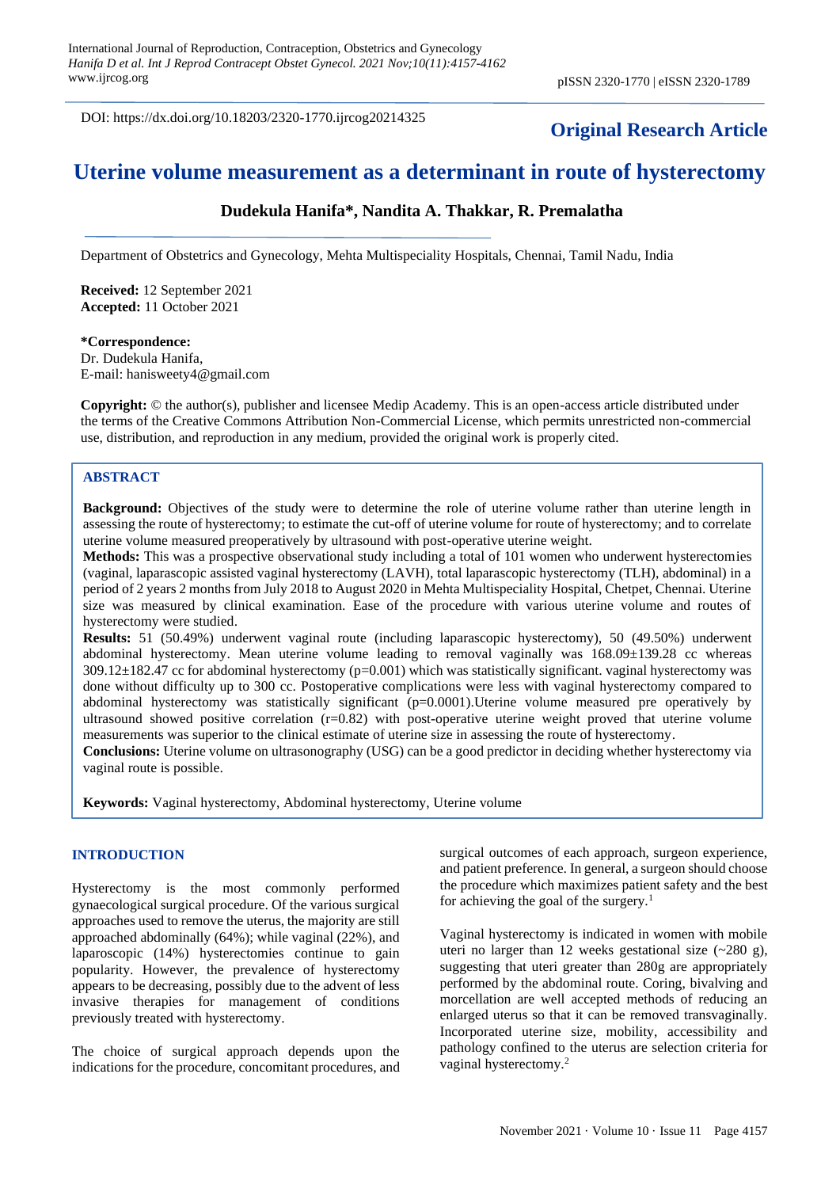DOI: https://dx.doi.org/10.18203/2320-1770.ijrcog20214325

**Original Research Article**

# Uterine volume measurement as a determinant in route of hysterectomy

**Dudekula Hanifa\*, Nandita A. Thakkar, R. Premalatha**

Department of Obstetrics and Gynecology, Mehta Multispeciality Hospitals, Chennai, Tamil Nadu, India

**Received:** 12 September 2021
**Accepted:** 11 October 2021

**\*Correspondence:**
Dr. Dudekula Hanifa,
E-mail: hanisweety4@gmail.com

**Copyright:** © the author(s), publisher and licensee Medip Academy. This is an open-access article distributed under the terms of the Creative Commons Attribution Non-Commercial License, which permits unrestricted non-commercial use, distribution, and reproduction in any medium, provided the original work is properly cited.

## ABSTRACT

**Background:** Objectives of the study were to determine the role of uterine volume rather than uterine length in assessing the route of hysterectomy; to estimate the cut-off of uterine volume for route of hysterectomy; and to correlate uterine volume measured preoperatively by ultrasound with post-operative uterine weight.

**Methods:** This was a prospective observational study including a total of 101 women who underwent hysterectomies (vaginal, laparascopic assisted vaginal hysterectomy (LAVH), total laparascopic hysterectomy (TLH), abdominal) in a period of 2 years 2 months from July 2018 to August 2020 in Mehta Multispeciality Hospital, Chetpet, Chennai. Uterine size was measured by clinical examination. Ease of the procedure with various uterine volume and routes of hysterectomy were studied.

**Results:** 51 (50.49%) underwent vaginal route (including laparascopic hysterectomy), 50 (49.50%) underwent abdominal hysterectomy. Mean uterine volume leading to removal vaginally was 168.09±139.28 cc whereas 309.12±182.47 cc for abdominal hysterectomy (p=0.001) which was statistically significant. vaginal hysterectomy was done without difficulty up to 300 cc. Postoperative complications were less with vaginal hysterectomy compared to abdominal hysterectomy was statistically significant (p=0.0001).Uterine volume measured pre operatively by ultrasound showed positive correlation (r=0.82) with post-operative uterine weight proved that uterine volume measurements was superior to the clinical estimate of uterine size in assessing the route of hysterectomy.

**Conclusions:** Uterine volume on ultrasonography (USG) can be a good predictor in deciding whether hysterectomy via vaginal route is possible.

**Keywords:** Vaginal hysterectomy, Abdominal hysterectomy, Uterine volume

## INTRODUCTION

Hysterectomy is the most commonly performed gynaecological surgical procedure. Of the various surgical approaches used to remove the uterus, the majority are still approached abdominally (64%); while vaginal (22%), and laparoscopic (14%) hysterectomies continue to gain popularity. However, the prevalence of hysterectomy appears to be decreasing, possibly due to the advent of less invasive therapies for management of conditions previously treated with hysterectomy.

The choice of surgical approach depends upon the indications for the procedure, concomitant procedures, and surgical outcomes of each approach, surgeon experience, and patient preference. In general, a surgeon should choose the procedure which maximizes patient safety and the best for achieving the goal of the surgery.[1]

Vaginal hysterectomy is indicated in women with mobile uteri no larger than 12 weeks gestational size (~280 g), suggesting that uteri greater than 280g are appropriately performed by the abdominal route. Coring, bivalving and morcellation are well accepted methods of reducing an enlarged uterus so that it can be removed transvaginally. Incorporated uterine size, mobility, accessibility and pathology confined to the uterus are selection criteria for vaginal hysterectomy.[2]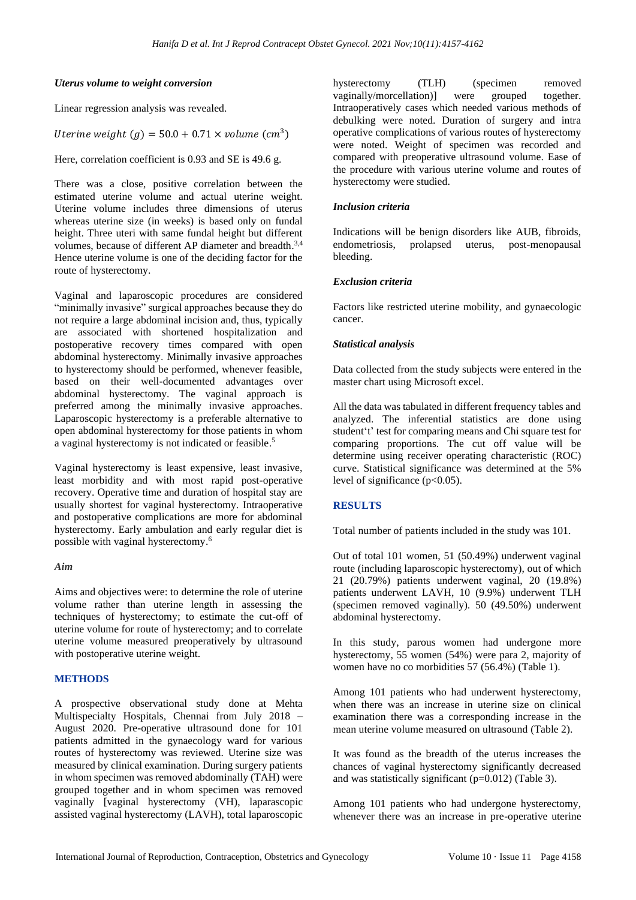### *Uterus volume to weight conversion*

Linear regression analysis was revealed.

$$Uterine\ weight\ (g) = 50.0 + 0.71 \times volume\ (cm^3)$$

Here, correlation coefficient is 0.93 and SE is 49.6 g.

There was a close, positive correlation between the estimated uterine volume and actual uterine weight. Uterine volume includes three dimensions of uterus whereas uterine size (in weeks) is based only on fundal height. Three uteri with same fundal height but different volumes, because of different AP diameter and breadth.[3,4] Hence uterine volume is one of the deciding factor for the route of hysterectomy.

Vaginal and laparoscopic procedures are considered "minimally invasive" surgical approaches because they do not require a large abdominal incision and, thus, typically are associated with shortened hospitalization and postoperative recovery times compared with open abdominal hysterectomy. Minimally invasive approaches to hysterectomy should be performed, whenever feasible, based on their well-documented advantages over abdominal hysterectomy. The vaginal approach is preferred among the minimally invasive approaches. Laparoscopic hysterectomy is a preferable alternative to open abdominal hysterectomy for those patients in whom a vaginal hysterectomy is not indicated or feasible.[5]

Vaginal hysterectomy is least expensive, least invasive, least morbidity and with most rapid post-operative recovery. Operative time and duration of hospital stay are usually shortest for vaginal hysterectomy. Intraoperative and postoperative complications are more for abdominal hysterectomy. Early ambulation and early regular diet is possible with vaginal hysterectomy.[6]

### *Aim*

Aims and objectives were: to determine the role of uterine volume rather than uterine length in assessing the techniques of hysterectomy; to estimate the cut-off of uterine volume for route of hysterectomy; and to correlate uterine volume measured preoperatively by ultrasound with postoperative uterine weight.

## METHODS

A prospective observational study done at Mehta Multispecialty Hospitals, Chennai from July 2018 – August 2020. Pre-operative ultrasound done for 101 patients admitted in the gynaecology ward for various routes of hysterectomy was reviewed. Uterine size was measured by clinical examination. During surgery patients in whom specimen was removed abdominally (TAH) were grouped together and in whom specimen was removed vaginally [vaginal hysterectomy (VH), laparascopic assisted vaginal hysterectomy (LAVH), total laparoscopic hysterectomy (TLH) (specimen removed vaginally/morcellation)] were grouped together. Intraoperatively cases which needed various methods of debulking were noted. Duration of surgery and intra operative complications of various routes of hysterectomy were noted. Weight of specimen was recorded and compared with preoperative ultrasound volume. Ease of the procedure with various uterine volume and routes of hysterectomy were studied.

### *Inclusion criteria*

Indications will be benign disorders like AUB, fibroids, endometriosis, prolapsed uterus, post-menopausal bleeding.

### *Exclusion criteria*

Factors like restricted uterine mobility, and gynaecologic cancer.

### *Statistical analysis*

Data collected from the study subjects were entered in the master chart using Microsoft excel.

All the data was tabulated in different frequency tables and analyzed. The inferential statistics are done using student't' test for comparing means and Chi square test for comparing proportions. The cut off value will be determine using receiver operating characteristic (ROC) curve. Statistical significance was determined at the 5% level of significance ($p<0.05$).

## RESULTS

Total number of patients included in the study was 101.

Out of total 101 women, 51 (50.49%) underwent vaginal route (including laparoscopic hysterectomy), out of which 21 (20.79%) patients underwent vaginal, 20 (19.8%) patients underwent LAVH, 10 (9.9%) underwent TLH (specimen removed vaginally). 50 (49.50%) underwent abdominal hysterectomy.

In this study, parous women had undergone more hysterectomy, 55 women (54%) were para 2, majority of women have no co morbidities 57 (56.4%) (Table 1).

Among 101 patients who had underwent hysterectomy, when there was an increase in uterine size on clinical examination there was a corresponding increase in the mean uterine volume measured on ultrasound (Table 2).

It was found as the breadth of the uterus increases the chances of vaginal hysterectomy significantly decreased and was statistically significant ($p=0.012$) (Table 3).

Among 101 patients who had undergone hysterectomy, whenever there was an increase in pre-operative uterine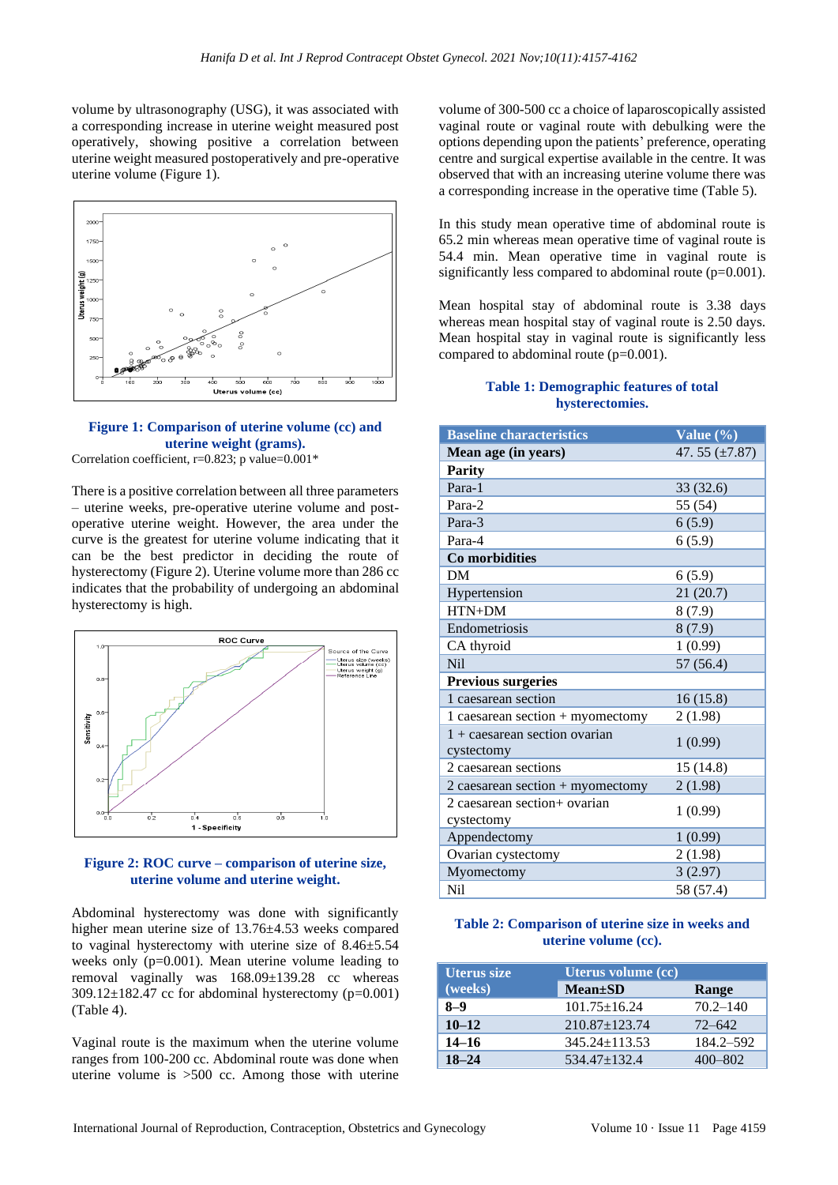volume by ultrasonography (USG), it was associated with a corresponding increase in uterine weight measured post operatively, showing positive a correlation between uterine weight measured postoperatively and pre-operative uterine volume (Figure 1).

**Figure 1: Comparison of uterine volume (cc) and uterine weight (grams).**

Correlation coefficient, r=0.823; p value=0.001*

There is a positive correlation between all three parameters – uterine weeks, pre-operative uterine volume and post-operative uterine weight. However, the area under the curve is the greatest for uterine volume indicating that it can be the best predictor in deciding the route of hysterectomy (Figure 2). Uterine volume more than 286 cc indicates that the probability of undergoing an abdominal hysterectomy is high.

**Figure 2: ROC curve – comparison of uterine size, uterine volume and uterine weight.**

Abdominal hysterectomy was done with significantly higher mean uterine size of 13.76±4.53 weeks compared to vaginal hysterectomy with uterine size of 8.46±5.54 weeks only (p=0.001). Mean uterine volume leading to removal vaginally was 168.09±139.28 cc whereas 309.12±182.47 cc for abdominal hysterectomy (p=0.001) (Table 4).

Vaginal route is the maximum when the uterine volume ranges from 100-200 cc. Abdominal route was done when uterine volume is >500 cc. Among those with uterine volume of 300-500 cc a choice of laparoscopically assisted vaginal route or vaginal route with debulking were the options depending upon the patients' preference, operating centre and surgical expertise available in the centre. It was observed that with an increasing uterine volume there was a corresponding increase in the operative time (Table 5).

In this study mean operative time of abdominal route is 65.2 min whereas mean operative time of vaginal route is 54.4 min. Mean operative time in vaginal route is significantly less compared to abdominal route (p=0.001).

Mean hospital stay of abdominal route is 3.38 days whereas mean hospital stay of vaginal route is 2.50 days. Mean hospital stay in vaginal route is significantly less compared to abdominal route (p=0.001).

**Table 1: Demographic features of total hysterectomies.**

| Baseline characteristics | Value (%) |
|---|---|
| **Mean age (in years)** | 47. 55 (±7.87) |
| **Parity** | |
| Para-1 | 33 (32.6) |
| Para-2 | 55 (54) |
| Para-3 | 6 (5.9) |
| Para-4 | 6 (5.9) |
| **Co morbidities** | |
| DM | 6 (5.9) |
| Hypertension | 21 (20.7) |
| HTN+DM | 8 (7.9) |
| Endometriosis | 8 (7.9) |
| CA thyroid | 1 (0.99) |
| Nil | 57 (56.4) |
| **Previous surgeries** | |
| 1 caesarean section | 16 (15.8) |
| 1 caesarean section + myomectomy | 2 (1.98) |
| 1 + caesarean section ovarian cystectomy | 1 (0.99) |
| 2 caesarean sections | 15 (14.8) |
| 2 caesarean section + myomectomy | 2 (1.98) |
| 2 caesarean section+ ovarian cystectomy | 1 (0.99) |
| Appendectomy | 1 (0.99) |
| Ovarian cystectomy | 2 (1.98) |
| Myomectomy | 3 (2.97) |
| Nil | 58 (57.4) |

**Table 2: Comparison of uterine size in weeks and uterine volume (cc).**

| Uterus size (weeks) | Uterus volume (cc) | |
|---|---|---|
| | **Mean±SD** | **Range** |
| **8–9** | 101.75±16.24 | 70.2–140 |
| **10–12** | 210.87±123.74 | 72–642 |
| **14–16** | 345.24±113.53 | 184.2–592 |
| **18–24** | 534.47±132.4 | 400–802 |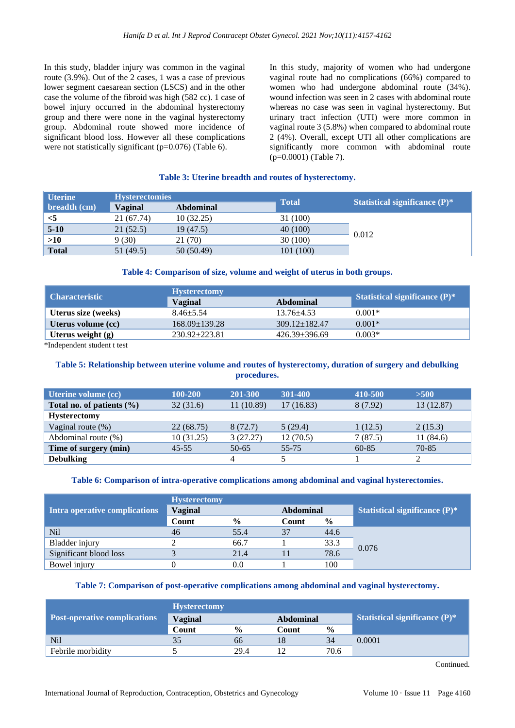In this study, bladder injury was common in the vaginal route (3.9%). Out of the 2 cases, 1 was a case of previous lower segment caesarean section (LSCS) and in the other case the volume of the fibroid was high (582 cc). 1 case of bowel injury occurred in the abdominal hysterectomy group and there were none in the vaginal hysterectomy group. Abdominal route showed more incidence of significant blood loss. However all these complications were not statistically significant (p=0.076) (Table 6).

In this study, majority of women who had undergone vaginal route had no complications (66%) compared to women who had undergone abdominal route (34%). wound infection was seen in 2 cases with abdominal route whereas no case was seen in vaginal hysterectomy. But urinary tract infection (UTI) were more common in vaginal route 3 (5.8%) when compared to abdominal route 2 (4%). Overall, except UTI all other complications are significantly more common with abdominal route (p=0.0001) (Table 7).

**Table 3: Uterine breadth and routes of hysterectomy.**

| Uterine breadth (cm) | Hysterectomies | | Total | Statistical significance (P)* |
|---|---|---|---|---|
| | Vaginal | Abdominal | | |
| <5 | 21 (67.74) | 10 (32.25) | 31 (100) | 0.012 |
| 5-10 | 21 (52.5) | 19 (47.5) | 40 (100) | |
| >10 | 9 (30) | 21 (70) | 30 (100) | |
| Total | 51 (49.5) | 50 (50.49) | 101 (100) | |

**Table 4: Comparison of size, volume and weight of uterus in both groups.**

| Characteristic | Hysterectomy | | Statistical significance (P)* |
|---|---|---|---|
| | Vaginal | Abdominal | |
| Uterus size (weeks) | 8.46±5.54 | 13.76±4.53 | 0.001* |
| Uterus volume (cc) | 168.09±139.28 | 309.12±182.47 | 0.001* |
| Uterus weight (g) | 230.92±223.81 | 426.39±396.69 | 0.003* |

*Independent student t test

**Table 5: Relationship between uterine volume and routes of hysterectomy, duration of surgery and debulking procedures.**

| Uterine volume (cc) | 100-200 | 201-300 | 301-400 | 410-500 | >500 |
|---|---|---|---|---|---|
| Total no. of patients (%) | 32 (31.6) | 11 (10.89) | 17 (16.83) | 8 (7.92) | 13 (12.87) |
| Hysterectomy | | | | | |
| Vaginal route (%) | 22 (68.75) | 8 (72.7) | 5 (29.4) | 1 (12.5) | 2 (15.3) |
| Abdominal route (%) | 10 (31.25) | 3 (27.27) | 12 (70.5) | 7 (87.5) | 11 (84.6) |
| Time of surgery (min) | 45-55 | 50-65 | 55-75 | 60-85 | 70-85 |
| Debulking | | 4 | 5 | 1 | 2 |

**Table 6: Comparison of intra-operative complications among abdominal and vaginal hysterectomies.**

| Intra operative complications | Hysterectomy | | | | Statistical significance (P)* |
|---|---|---|---|---|---|
| | Vaginal | | Abdominal | | |
| | Count | % | Count | % | |
| Nil | 46 | 55.4 | 37 | 44.6 | 0.076 |
| Bladder injury | 2 | 66.7 | 1 | 33.3 | |
| Significant blood loss | 3 | 21.4 | 11 | 78.6 | |
| Bowel injury | 0 | 0.0 | 1 | 100 | |

**Table 7: Comparison of post-operative complications among abdominal and vaginal hysterectomy.**

| Post-operative complications | Hysterectomy | | | | Statistical significance (P)* |
|---|---|---|---|---|---|
| | Vaginal | | Abdominal | | |
| | Count | % | Count | % | |
| Nil | 35 | 66 | 18 | 34 | 0.0001 |
| Febrile morbidity | 5 | 29.4 | 12 | 70.6 | |

Continued.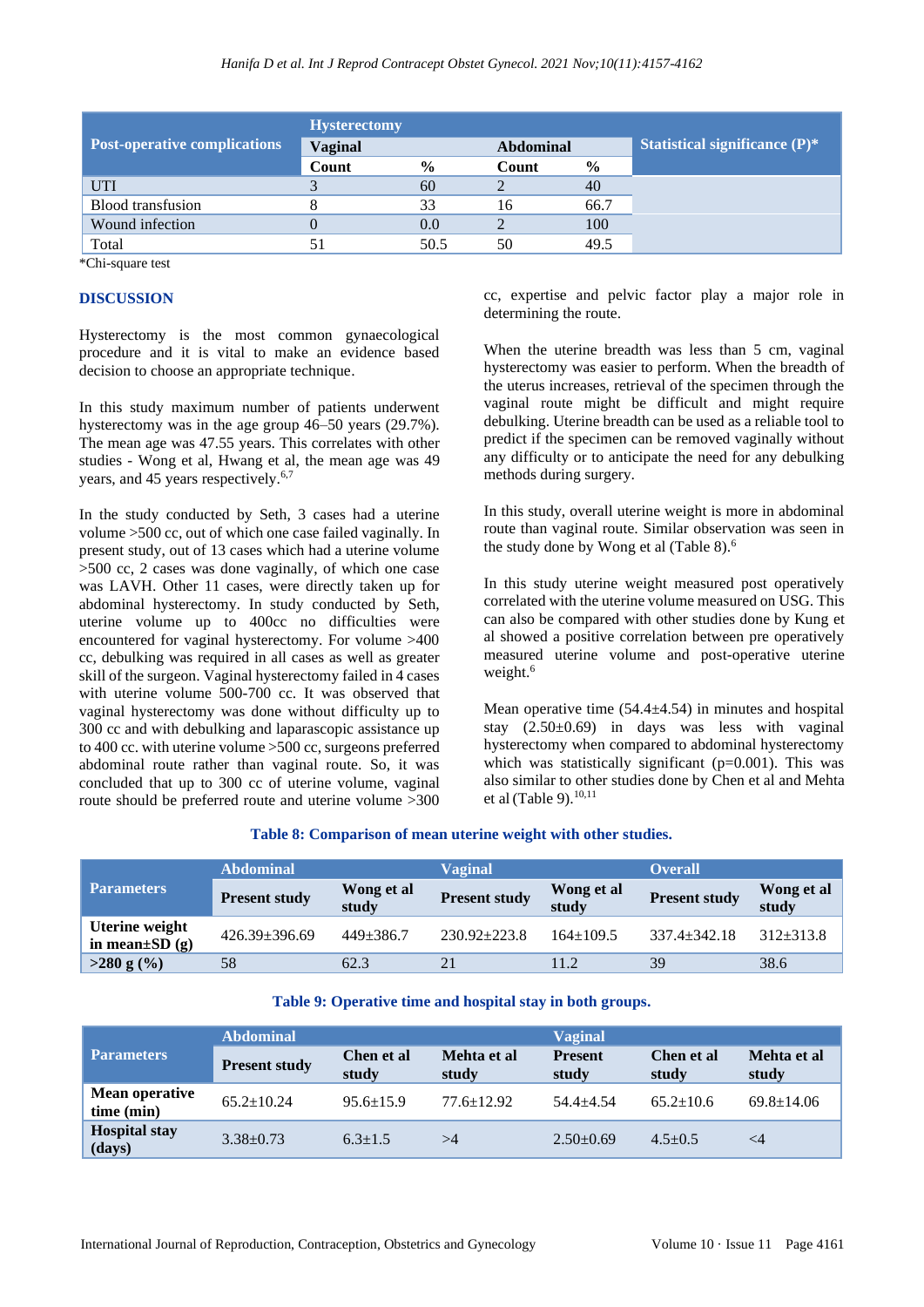| Post-operative complications | Hysterectomy | | | | Statistical significance (P)* |
|---|---|---|---|---|---|
| | Vaginal | | Abdominal | | |
| | Count | % | Count | % | |
| UTI | 3 | 60 | 2 | 40 | |
| Blood transfusion | 8 | 33 | 16 | 66.7 | |
| Wound infection | 0 | 0.0 | 2 | 100 | |
| Total | 51 | 50.5 | 50 | 49.5 | |

*Chi-square test

## DISCUSSION

Hysterectomy is the most common gynaecological procedure and it is vital to make an evidence based decision to choose an appropriate technique.

In this study maximum number of patients underwent hysterectomy was in the age group 46–50 years (29.7%). The mean age was 47.55 years. This correlates with other studies - Wong et al, Hwang et al, the mean age was 49 years, and 45 years respectively.[6,7]

In the study conducted by Seth, 3 cases had a uterine volume >500 cc, out of which one case failed vaginally. In present study, out of 13 cases which had a uterine volume >500 cc, 2 cases was done vaginally, of which one case was LAVH. Other 11 cases, were directly taken up for abdominal hysterectomy. In study conducted by Seth, uterine volume up to 400cc no difficulties were encountered for vaginal hysterectomy. For volume >400 cc, debulking was required in all cases as well as greater skill of the surgeon. Vaginal hysterectomy failed in 4 cases with uterine volume 500-700 cc. It was observed that vaginal hysterectomy was done without difficulty up to 300 cc and with debulking and laparascopic assistance up to 400 cc. with uterine volume >500 cc, surgeons preferred abdominal route rather than vaginal route. So, it was concluded that up to 300 cc of uterine volume, vaginal route should be preferred route and uterine volume >300 cc, expertise and pelvic factor play a major role in determining the route.

When the uterine breadth was less than 5 cm, vaginal hysterectomy was easier to perform. When the breadth of the uterus increases, retrieval of the specimen through the vaginal route might be difficult and might require debulking. Uterine breadth can be used as a reliable tool to predict if the specimen can be removed vaginally without any difficulty or to anticipate the need for any debulking methods during surgery.

In this study, overall uterine weight is more in abdominal route than vaginal route. Similar observation was seen in the study done by Wong et al (Table 8).[6]

In this study uterine weight measured post operatively correlated with the uterine volume measured on USG. This can also be compared with other studies done by Kung et al showed a positive correlation between pre operatively measured uterine volume and post-operative uterine weight.[6]

Mean operative time (54.4±4.54) in minutes and hospital stay (2.50±0.69) in days was less with vaginal hysterectomy when compared to abdominal hysterectomy which was statistically significant (p=0.001). This was also similar to other studies done by Chen et al and Mehta et al (Table 9).[10,11]

**Table 8: Comparison of mean uterine weight with other studies.**

| Parameters | Abdominal | | Vaginal | | Overall | |
|---|---|---|---|---|---|---|
| | Present study | Wong et al study | Present study | Wong et al study | Present study | Wong et al study |
| Uterine weight in mean±SD (g) | 426.39±396.69 | 449±386.7 | 230.92±223.8 | 164±109.5 | 337.4±342.18 | 312±313.8 |
| >280 g (%) | 58 | 62.3 | 21 | 11.2 | 39 | 38.6 |

**Table 9: Operative time and hospital stay in both groups.**

| Parameters | Abdominal | | | Vaginal | | |
|---|---|---|---|---|---|---|
| | Present study | Chen et al study | Mehta et al study | Present study | Chen et al study | Mehta et al study |
| Mean operative time (min) | 65.2±10.24 | 95.6±15.9 | 77.6±12.92 | 54.4±4.54 | 65.2±10.6 | 69.8±14.06 |
| Hospital stay (days) | 3.38±0.73 | 6.3±1.5 | >4 | 2.50±0.69 | 4.5±0.5 | <4 |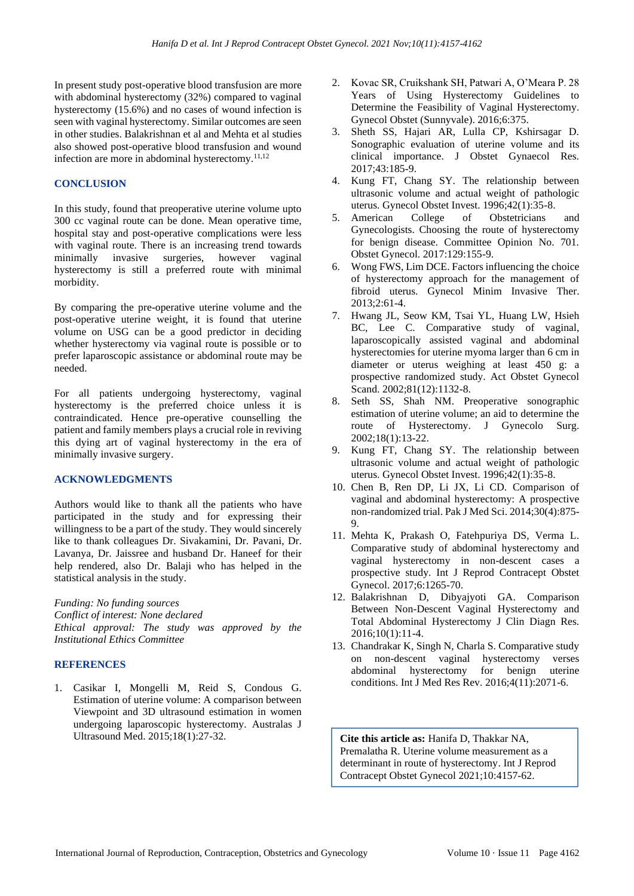In present study post-operative blood transfusion are more with abdominal hysterectomy (32%) compared to vaginal hysterectomy (15.6%) and no cases of wound infection is seen with vaginal hysterectomy. Similar outcomes are seen in other studies. Balakrishnan et al and Mehta et al studies also showed post-operative blood transfusion and wound infection are more in abdominal hysterectomy.[11,12]

## CONCLUSION

In this study, found that preoperative uterine volume upto 300 cc vaginal route can be done. Mean operative time, hospital stay and post-operative complications were less with vaginal route. There is an increasing trend towards minimally invasive surgeries, however vaginal hysterectomy is still a preferred route with minimal morbidity.

By comparing the pre-operative uterine volume and the post-operative uterine weight, it is found that uterine volume on USG can be a good predictor in deciding whether hysterectomy via vaginal route is possible or to prefer laparoscopic assistance or abdominal route may be needed.

For all patients undergoing hysterectomy, vaginal hysterectomy is the preferred choice unless it is contraindicated. Hence pre-operative counselling the patient and family members plays a crucial role in reviving this dying art of vaginal hysterectomy in the era of minimally invasive surgery.

## ACKNOWLEDGMENTS

Authors would like to thank all the patients who have participated in the study and for expressing their willingness to be a part of the study. They would sincerely like to thank colleagues Dr. Sivakamini, Dr. Pavani, Dr. Lavanya, Dr. Jaissree and husband Dr. Haneef for their help rendered, also Dr. Balaji who has helped in the statistical analysis in the study.

*Funding: No funding sources*
*Conflict of interest: None declared*
*Ethical approval: The study was approved by the Institutional Ethics Committee*

## REFERENCES

1. Casikar I, Mongelli M, Reid S, Condous G. Estimation of uterine volume: A comparison between Viewpoint and 3D ultrasound estimation in women undergoing laparoscopic hysterectomy. Australas J Ultrasound Med. 2015;18(1):27-32.
2. Kovac SR, Cruikshank SH, Patwari A, O'Meara P. 28 Years of Using Hysterectomy Guidelines to Determine the Feasibility of Vaginal Hysterectomy. Gynecol Obstet (Sunnyvale). 2016;6:375.
3. Sheth SS, Hajari AR, Lulla CP, Kshirsagar D. Sonographic evaluation of uterine volume and its clinical importance. J Obstet Gynaecol Res. 2017;43:185-9.
4. Kung FT, Chang SY. The relationship between ultrasonic volume and actual weight of pathologic uterus. Gynecol Obstet Invest. 1996;42(1):35-8.
5. American College of Obstetricians and Gynecologists. Choosing the route of hysterectomy for benign disease. Committee Opinion No. 701. Obstet Gynecol. 2017:129:155-9.
6. Wong FWS, Lim DCE. Factors influencing the choice of hysterectomy approach for the management of fibroid uterus. Gynecol Minim Invasive Ther. 2013;2:61-4.
7. Hwang JL, Seow KM, Tsai YL, Huang LW, Hsieh BC, Lee C. Comparative study of vaginal, laparoscopically assisted vaginal and abdominal hysterectomies for uterine myoma larger than 6 cm in diameter or uterus weighing at least 450 g: a prospective randomized study. Act Obstet Gynecol Scand. 2002;81(12):1132-8.
8. Seth SS, Shah NM. Preoperative sonographic estimation of uterine volume; an aid to determine the route of Hysterectomy. J Gynecolo Surg. 2002;18(1):13-22.
9. Kung FT, Chang SY. The relationship between ultrasonic volume and actual weight of pathologic uterus. Gynecol Obstet Invest. 1996;42(1):35-8.
10. Chen B, Ren DP, Li JX, Li CD. Comparison of vaginal and abdominal hysterectomy: A prospective non-randomized trial. Pak J Med Sci. 2014;30(4):875-9.
11. Mehta K, Prakash O, Fatehpuriya DS, Verma L. Comparative study of abdominal hysterectomy and vaginal hysterectomy in non-descent cases a prospective study. Int J Reprod Contracept Obstet Gynecol. 2017;6:1265-70.
12. Balakrishnan D, Dibyajyoti GA. Comparison Between Non-Descent Vaginal Hysterectomy and Total Abdominal Hysterectomy J Clin Diagn Res. 2016;10(1):11-4.
13. Chandrakar K, Singh N, Charla S. Comparative study on non-descent vaginal hysterectomy verses abdominal hysterectomy for benign uterine conditions. Int J Med Res Rev. 2016;4(11):2071-6.

**Cite this article as:** Hanifa D, Thakkar NA, Premalatha R. Uterine volume measurement as a determinant in route of hysterectomy. Int J Reprod Contracept Obstet Gynecol 2021;10:4157-62.